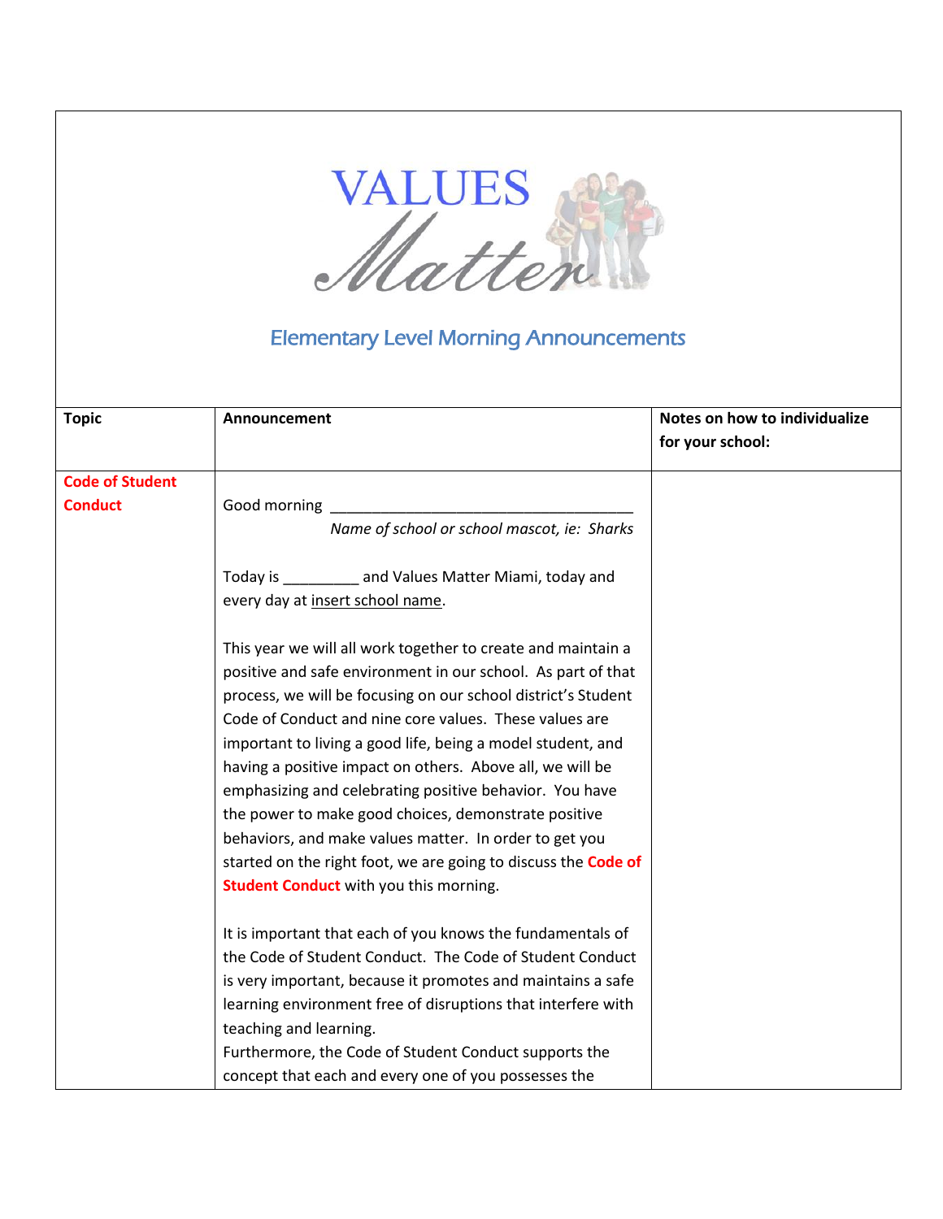# VALUES Matter

## Elementary Level Morning Announcements

| Topic | Announcement | Notes on how to individualize for your school: |
|---|---|---|
| **Code of Student Conduct** | Good morning ___________________________________<br>*Name of school or school mascot, ie: Sharks*<br><br>Today is _________ and Values Matter Miami, today and every day at insert school name.<br><br>This year we will all work together to create and maintain a positive and safe environment in our school. As part of that process, we will be focusing on our school district's Student Code of Conduct and nine core values. These values are important to living a good life, being a model student, and having a positive impact on others. Above all, we will be emphasizing and celebrating positive behavior. You have the power to make good choices, demonstrate positive behaviors, and make values matter. In order to get you started on the right foot, we are going to discuss the **Code of Student Conduct** with you this morning.<br><br>It is important that each of you knows the fundamentals of the Code of Student Conduct. The Code of Student Conduct is very important, because it promotes and maintains a safe learning environment free of disruptions that interfere with teaching and learning.<br>Furthermore, the Code of Student Conduct supports the concept that each and every one of you possesses the | |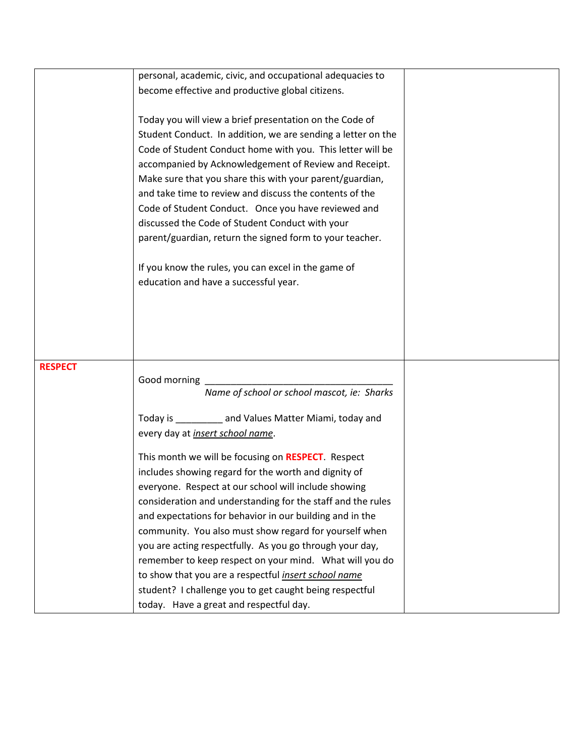| | | |
|---|---|---|
| | personal, academic, civic, and occupational adequacies to become effective and productive global citizens.<br><br>Today you will view a brief presentation on the Code of Student Conduct. In addition, we are sending a letter on the Code of Student Conduct home with you. This letter will be accompanied by Acknowledgement of Review and Receipt. Make sure that you share this with your parent/guardian, and take time to review and discuss the contents of the Code of Student Conduct. Once you have reviewed and discussed the Code of Student Conduct with your parent/guardian, return the signed form to your teacher.<br><br>If you know the rules, you can excel in the game of education and have a successful year. | |
| **RESPECT** | Good morning ___________________________________<br>*Name of school or school mascot, ie: Sharks*<br><br>Today is _________ and Values Matter Miami, today and every day at *insert school name*.<br><br>This month we will be focusing on **RESPECT**. Respect includes showing regard for the worth and dignity of everyone. Respect at our school will include showing consideration and understanding for the staff and the rules and expectations for behavior in our building and in the community. You also must show regard for yourself when you are acting respectfully. As you go through your day, remember to keep respect on your mind. What will you do to show that you are a respectful *insert school name* student? I challenge you to get caught being respectful today. Have a great and respectful day. | |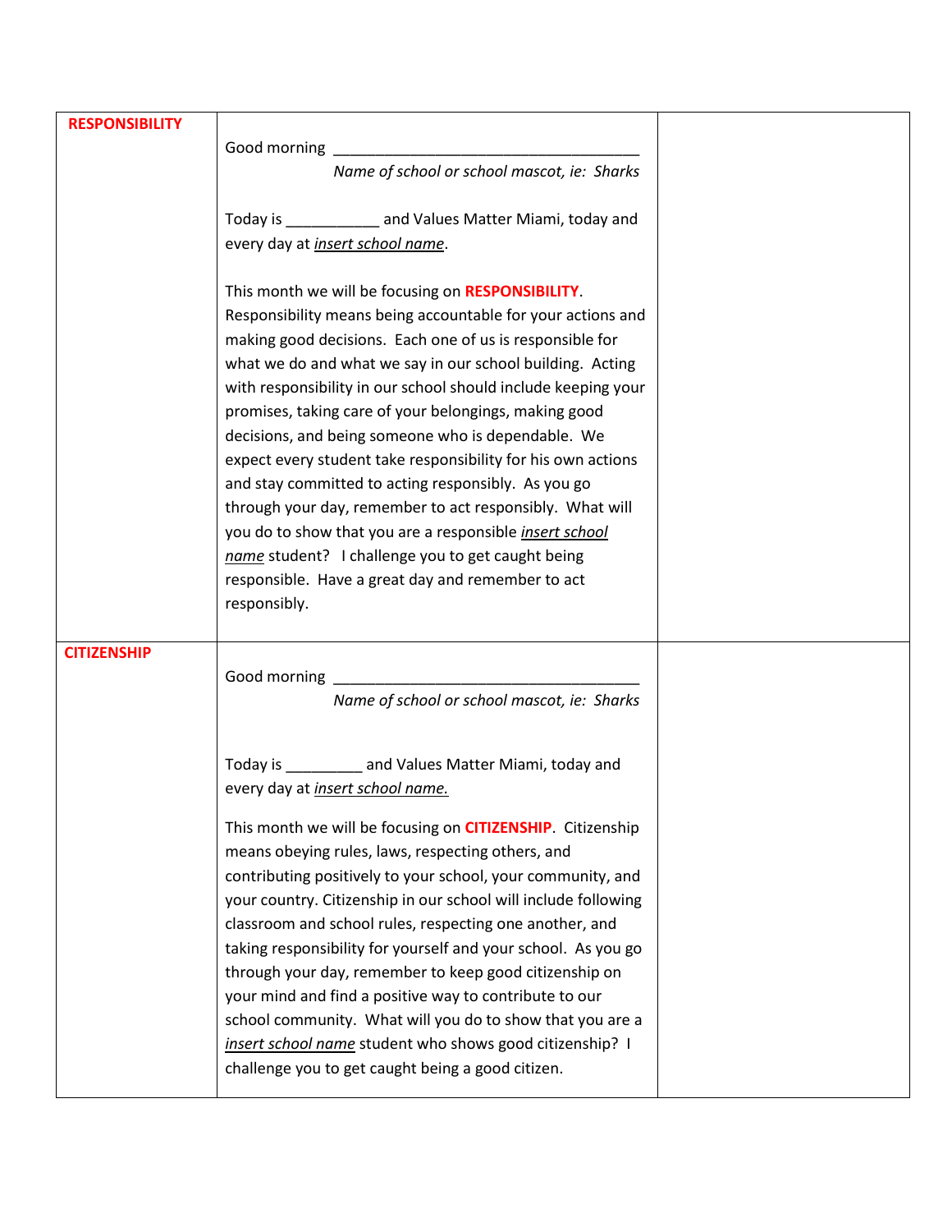| | | |
|---|---|---|
| **RESPONSIBILITY** | Good morning ___________________________________ *Name of school or school mascot, ie: Sharks*<br><br>Today is ___________ and Values Matter Miami, today and every day at *insert school name*.<br><br>This month we will be focusing on **RESPONSIBILITY**. Responsibility means being accountable for your actions and making good decisions. Each one of us is responsible for what we do and what we say in our school building. Acting with responsibility in our school should include keeping your promises, taking care of your belongings, making good decisions, and being someone who is dependable. We expect every student take responsibility for his own actions and stay committed to acting responsibly. As you go through your day, remember to act responsibly. What will you do to show that you are a responsible *insert school name* student? I challenge you to get caught being responsible. Have a great day and remember to act responsibly. | |
| **CITIZENSHIP** | Good morning ___________________________________ *Name of school or school mascot, ie: Sharks*<br><br>Today is _________ and Values Matter Miami, today and every day at *insert school name.*<br><br>This month we will be focusing on **CITIZENSHIP**. Citizenship means obeying rules, laws, respecting others, and contributing positively to your school, your community, and your country. Citizenship in our school will include following classroom and school rules, respecting one another, and taking responsibility for yourself and your school. As you go through your day, remember to keep good citizenship on your mind and find a positive way to contribute to our school community. What will you do to show that you are a *insert school name* student who shows good citizenship? I challenge you to get caught being a good citizen. | |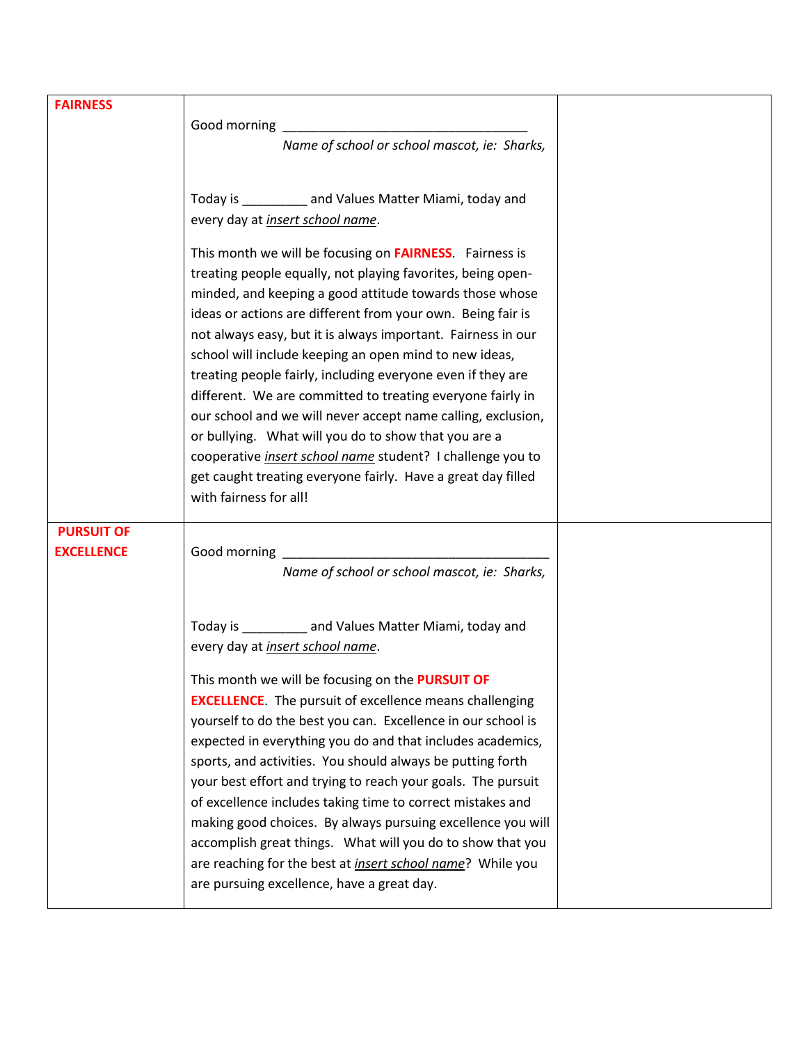| | | |
|---|---|---|
| **FAIRNESS** | Good morning ___________________________________ *Name of school or school mascot, ie: Sharks,*<br><br>Today is _________ and Values Matter Miami, today and every day at *insert school name*.<br><br>This month we will be focusing on **FAIRNESS**. Fairness is treating people equally, not playing favorites, being open-minded, and keeping a good attitude towards those whose ideas or actions are different from your own. Being fair is not always easy, but it is always important. Fairness in our school will include keeping an open mind to new ideas, treating people fairly, including everyone even if they are different. We are committed to treating everyone fairly in our school and we will never accept name calling, exclusion, or bullying. What will you do to show that you are a cooperative *insert school name* student? I challenge you to get caught treating everyone fairly. Have a great day filled with fairness for all! | |
| **PURSUIT OF EXCELLENCE** | Good morning _____________________________________ *Name of school or school mascot, ie: Sharks,*<br><br>Today is _________ and Values Matter Miami, today and every day at *insert school name*.<br><br>This month we will be focusing on the **PURSUIT OF EXCELLENCE**. The pursuit of excellence means challenging yourself to do the best you can. Excellence in our school is expected in everything you do and that includes academics, sports, and activities. You should always be putting forth your best effort and trying to reach your goals. The pursuit of excellence includes taking time to correct mistakes and making good choices. By always pursuing excellence you will accomplish great things. What will you do to show that you are reaching for the best at *insert school name*? While you are pursuing excellence, have a great day. | |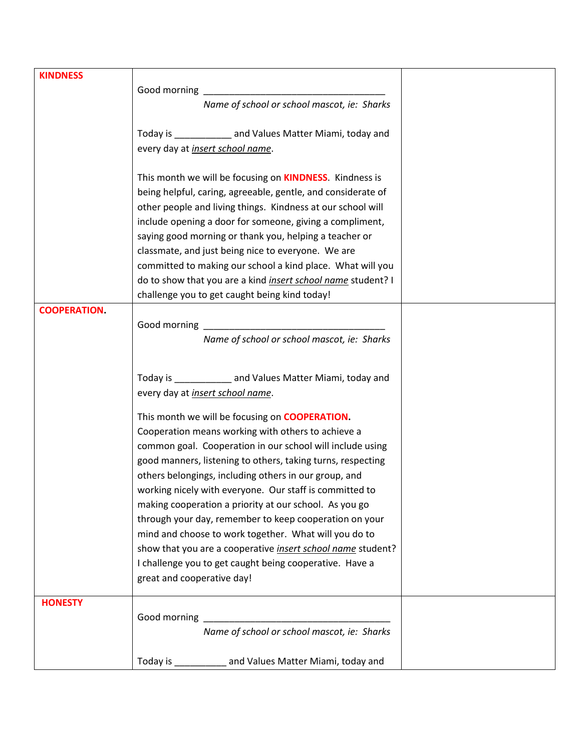| | | |
|---|---|---|
| **KINDNESS** | Good morning ___________________________________<br>*Name of school or school mascot, ie: Sharks*<br><br>Today is ___________ and Values Matter Miami, today and every day at *<u>insert school name</u>*.<br><br>This month we will be focusing on **KINDNESS**. Kindness is being helpful, caring, agreeable, gentle, and considerate of other people and living things. Kindness at our school will include opening a door for someone, giving a compliment, saying good morning or thank you, helping a teacher or classmate, and just being nice to everyone. We are committed to making our school a kind place. What will you do to show that you are a kind *<u>insert school name</u>* student? I challenge you to get caught being kind today! | |
| **COOPERATION.** | Good morning ___________________________________<br>*Name of school or school mascot, ie: Sharks*<br><br>Today is ___________ and Values Matter Miami, today and every day at *<u>insert school name</u>*.<br><br>This month we will be focusing on **COOPERATION.** Cooperation means working with others to achieve a common goal. Cooperation in our school will include using good manners, listening to others, taking turns, respecting others belongings, including others in our group, and working nicely with everyone. Our staff is committed to making cooperation a priority at our school. As you go through your day, remember to keep cooperation on your mind and choose to work together. What will you do to show that you are a cooperative *<u>insert school name</u>* student? I challenge you to get caught being cooperative. Have a great and cooperative day! | |
| **HONESTY** | Good morning ____________________________________<br>*Name of school or school mascot, ie: Sharks*<br><br>Today is __________ and Values Matter Miami, today and | |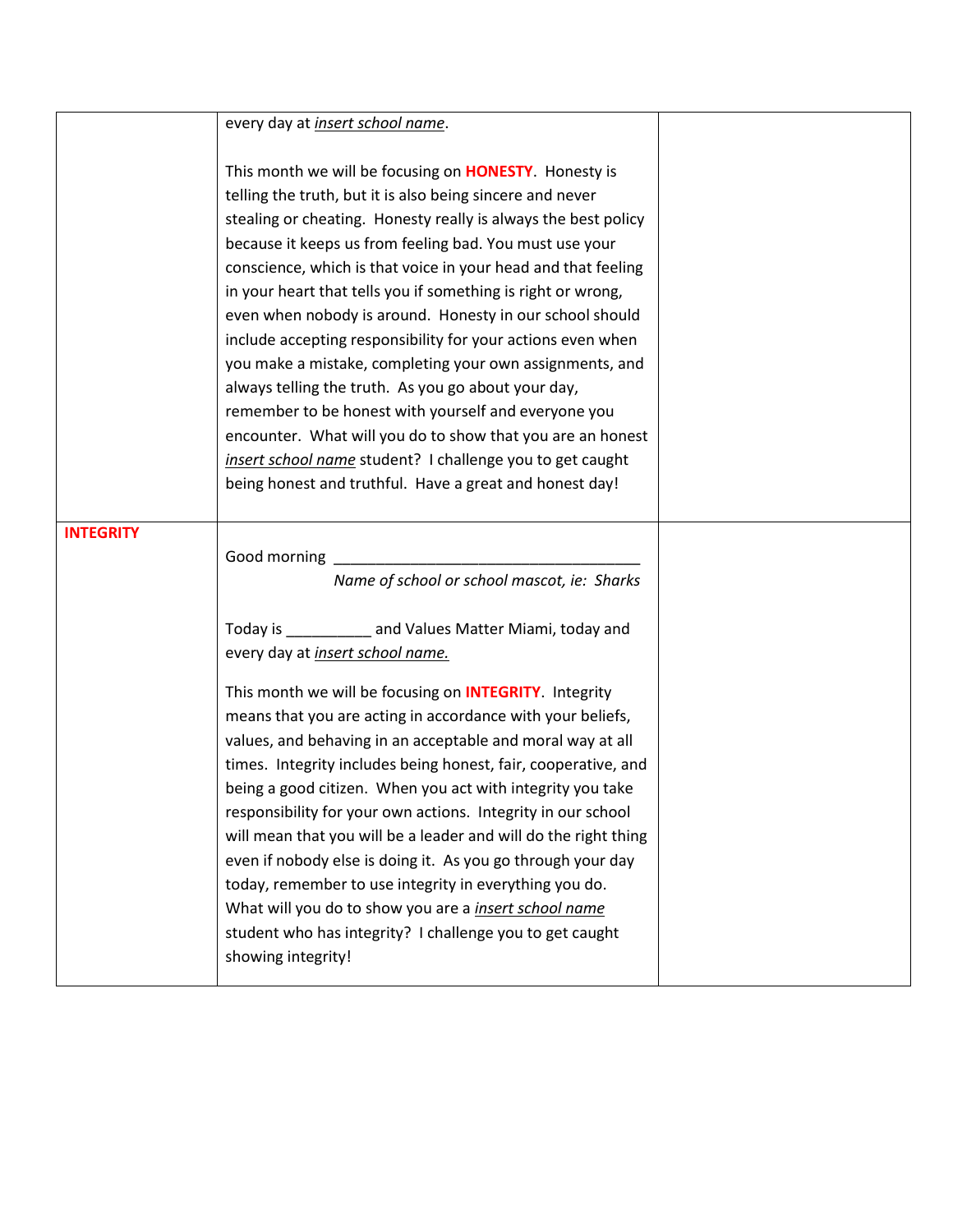|  |  |  |
|---|---|---|
|  | every day at *insert school name*.<br><br>This month we will be focusing on **HONESTY**. Honesty is telling the truth, but it is also being sincere and never stealing or cheating. Honesty really is always the best policy because it keeps us from feeling bad. You must use your conscience, which is that voice in your head and that feeling in your heart that tells you if something is right or wrong, even when nobody is around. Honesty in our school should include accepting responsibility for your actions even when you make a mistake, completing your own assignments, and always telling the truth. As you go about your day, remember to be honest with yourself and everyone you encounter. What will you do to show that you are an honest *insert school name* student? I challenge you to get caught being honest and truthful. Have a great and honest day! |  |
| **INTEGRITY** | Good morning ___________________________________<br>*Name of school or school mascot, ie: Sharks*<br><br>Today is __________ and Values Matter Miami, today and every day at *insert school name.*<br><br>This month we will be focusing on **INTEGRITY**. Integrity means that you are acting in accordance with your beliefs, values, and behaving in an acceptable and moral way at all times. Integrity includes being honest, fair, cooperative, and being a good citizen. When you act with integrity you take responsibility for your own actions. Integrity in our school will mean that you will be a leader and will do the right thing even if nobody else is doing it. As you go through your day today, remember to use integrity in everything you do. What will you do to show you are a *insert school name* student who has integrity? I challenge you to get caught showing integrity! |  |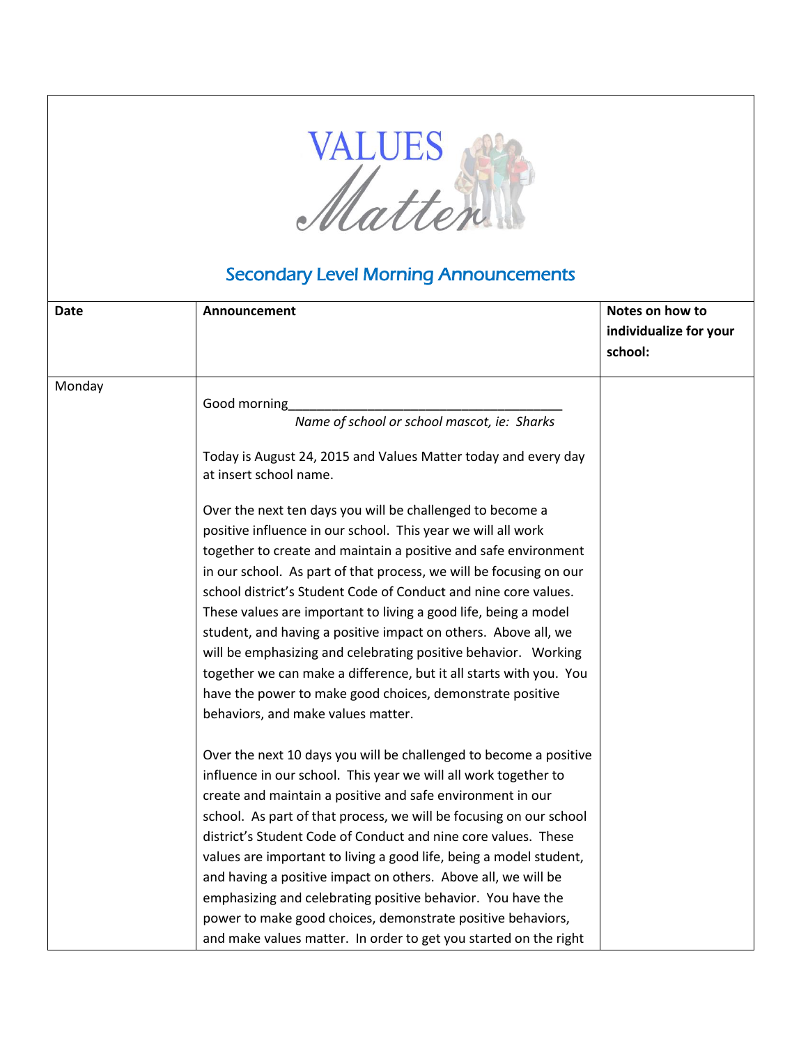# VALUES Matter

## Secondary Level Morning Announcements

| Date | Announcement | Notes on how to individualize for your school: |
|---|---|---|
| Monday | Good morning_____________________________________<br>*Name of school or school mascot, ie: Sharks*<br><br>Today is August 24, 2015 and Values Matter today and every day at insert school name.<br><br>Over the next ten days you will be challenged to become a positive influence in our school. This year we will all work together to create and maintain a positive and safe environment in our school. As part of that process, we will be focusing on our school district's Student Code of Conduct and nine core values. These values are important to living a good life, being a model student, and having a positive impact on others. Above all, we will be emphasizing and celebrating positive behavior. Working together we can make a difference, but it all starts with you. You have the power to make good choices, demonstrate positive behaviors, and make values matter.<br><br>Over the next 10 days you will be challenged to become a positive influence in our school. This year we will all work together to create and maintain a positive and safe environment in our school. As part of that process, we will be focusing on our school district's Student Code of Conduct and nine core values. These values are important to living a good life, being a model student, and having a positive impact on others. Above all, we will be emphasizing and celebrating positive behavior. You have the power to make good choices, demonstrate positive behaviors, and make values matter. In order to get you started on the right | |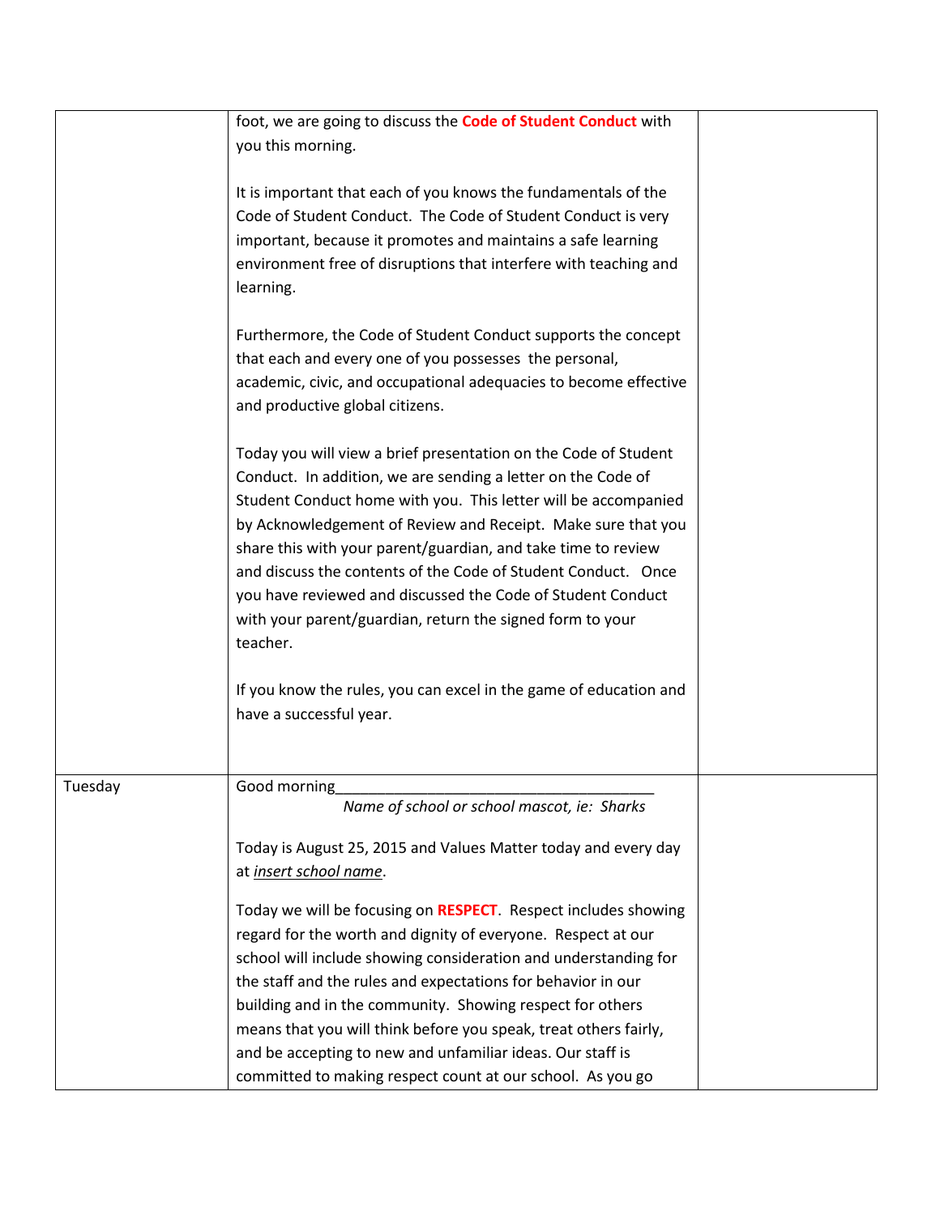| | | |
|---|---|---|
| | foot, we are going to discuss the **Code of Student Conduct** with you this morning.<br><br>It is important that each of you knows the fundamentals of the Code of Student Conduct. The Code of Student Conduct is very important, because it promotes and maintains a safe learning environment free of disruptions that interfere with teaching and learning.<br><br>Furthermore, the Code of Student Conduct supports the concept that each and every one of you possesses the personal, academic, civic, and occupational adequacies to become effective and productive global citizens.<br><br>Today you will view a brief presentation on the Code of Student Conduct. In addition, we are sending a letter on the Code of Student Conduct home with you. This letter will be accompanied by Acknowledgement of Review and Receipt. Make sure that you share this with your parent/guardian, and take time to review and discuss the contents of the Code of Student Conduct. Once you have reviewed and discussed the Code of Student Conduct with your parent/guardian, return the signed form to your teacher.<br><br>If you know the rules, you can excel in the game of education and have a successful year. | |
| Tuesday | Good morning_____________________________________<br>*Name of school or school mascot, ie: Sharks*<br><br>Today is August 25, 2015 and Values Matter today and every day at *insert school name*.<br><br>Today we will be focusing on **RESPECT**. Respect includes showing regard for the worth and dignity of everyone. Respect at our school will include showing consideration and understanding for the staff and the rules and expectations for behavior in our building and in the community. Showing respect for others means that you will think before you speak, treat others fairly, and be accepting to new and unfamiliar ideas. Our staff is committed to making respect count at our school. As you go | |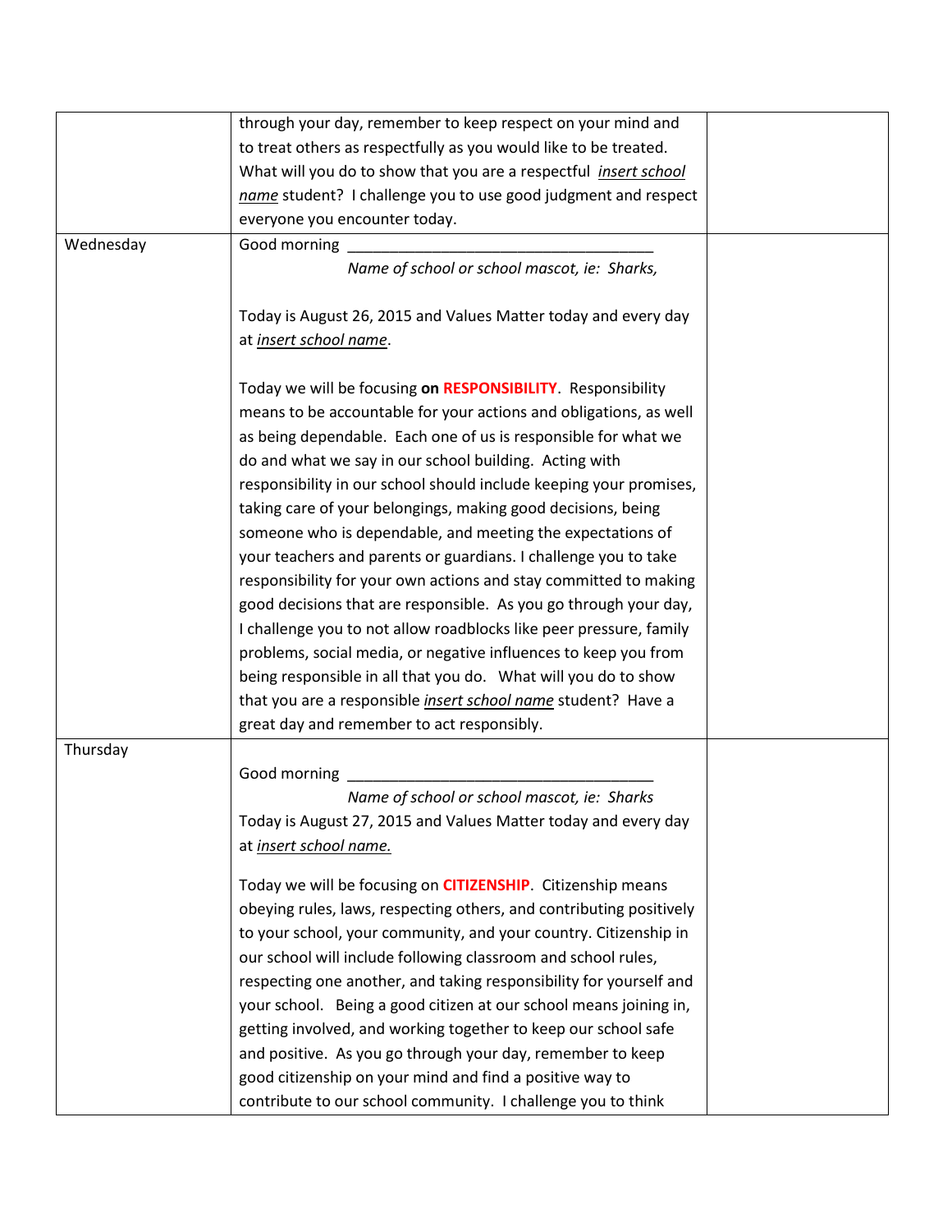| | | |
|---|---|---|
| | through your day, remember to keep respect on your mind and to treat others as respectfully as you would like to be treated. What will you do to show that you are a respectful *insert school name* student? I challenge you to use good judgment and respect everyone you encounter today. | |
| Wednesday | Good morning ___________________________________ <br> *Name of school or school mascot, ie: Sharks,* <br><br> Today is August 26, 2015 and Values Matter today and every day at *insert school name*. <br><br> Today we will be focusing **on RESPONSIBILITY**. Responsibility means to be accountable for your actions and obligations, as well as being dependable. Each one of us is responsible for what we do and what we say in our school building. Acting with responsibility in our school should include keeping your promises, taking care of your belongings, making good decisions, being someone who is dependable, and meeting the expectations of your teachers and parents or guardians. I challenge you to take responsibility for your own actions and stay committed to making good decisions that are responsible. As you go through your day, I challenge you to not allow roadblocks like peer pressure, family problems, social media, or negative influences to keep you from being responsible in all that you do. What will you do to show that you are a responsible *insert school name* student? Have a great day and remember to act responsibly. | |
| Thursday | Good morning ___________________________________ <br> *Name of school or school mascot, ie: Sharks* <br> Today is August 27, 2015 and Values Matter today and every day at *insert school name.* <br><br> Today we will be focusing on **CITIZENSHIP**. Citizenship means obeying rules, laws, respecting others, and contributing positively to your school, your community, and your country. Citizenship in our school will include following classroom and school rules, respecting one another, and taking responsibility for yourself and your school. Being a good citizen at our school means joining in, getting involved, and working together to keep our school safe and positive. As you go through your day, remember to keep good citizenship on your mind and find a positive way to contribute to our school community. I challenge you to think | |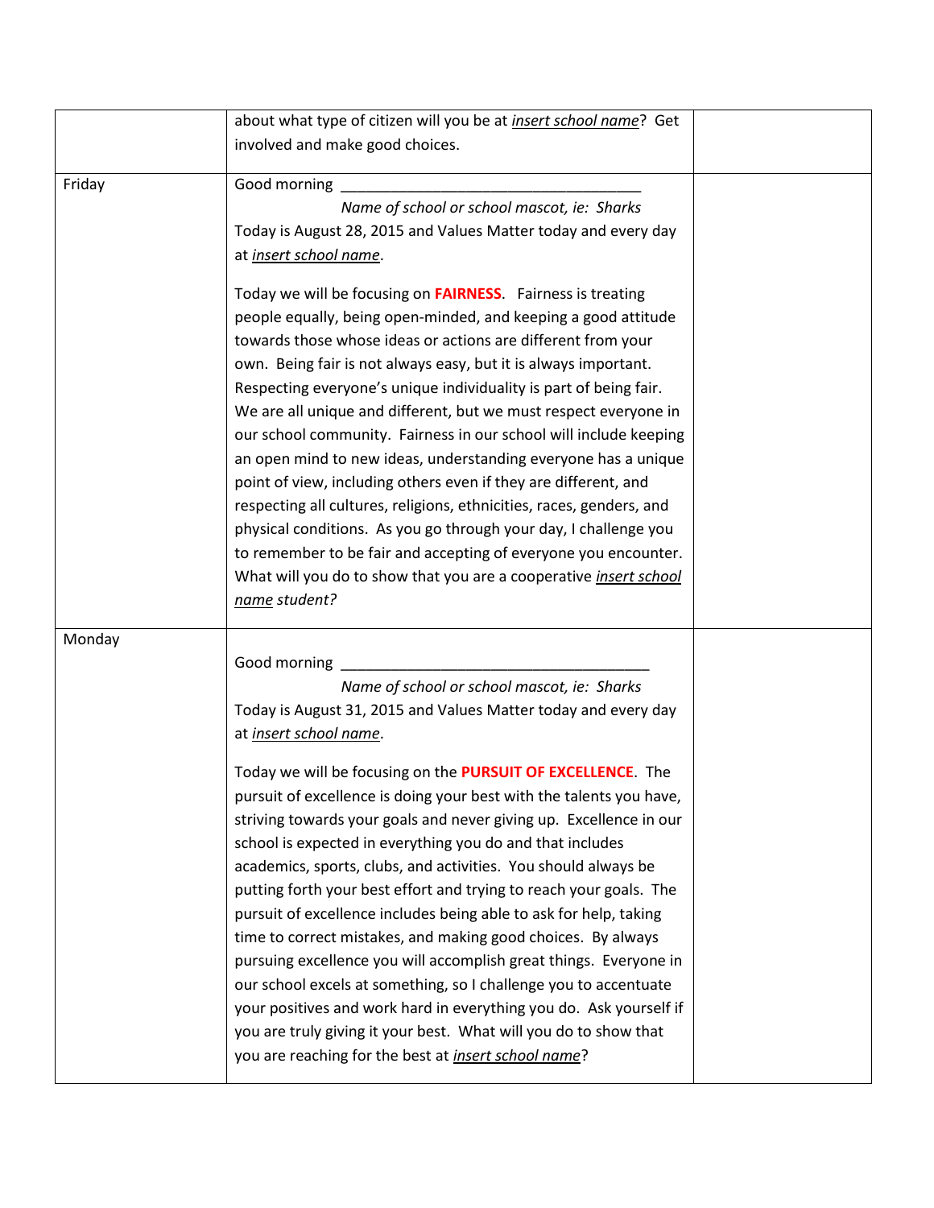| | | |
|---|---|---|
| | about what type of citizen will you be at *insert school name*? Get involved and make good choices. | |
| Friday | Good morning ___________________________________<br>*Name of school or school mascot, ie: Sharks*<br>Today is August 28, 2015 and Values Matter today and every day at *insert school name*.<br><br>Today we will be focusing on **FAIRNESS**. Fairness is treating people equally, being open-minded, and keeping a good attitude towards those whose ideas or actions are different from your own. Being fair is not always easy, but it is always important. Respecting everyone's unique individuality is part of being fair. We are all unique and different, but we must respect everyone in our school community. Fairness in our school will include keeping an open mind to new ideas, understanding everyone has a unique point of view, including others even if they are different, and respecting all cultures, religions, ethnicities, races, genders, and physical conditions. As you go through your day, I challenge you to remember to be fair and accepting of everyone you encounter. What will you do to show that you are a cooperative *insert school name student?* | |
| Monday | Good morning ___________________________________<br>*Name of school or school mascot, ie: Sharks*<br>Today is August 31, 2015 and Values Matter today and every day at *insert school name*.<br><br>Today we will be focusing on the **PURSUIT OF EXCELLENCE**. The pursuit of excellence is doing your best with the talents you have, striving towards your goals and never giving up. Excellence in our school is expected in everything you do and that includes academics, sports, clubs, and activities. You should always be putting forth your best effort and trying to reach your goals. The pursuit of excellence includes being able to ask for help, taking time to correct mistakes, and making good choices. By always pursuing excellence you will accomplish great things. Everyone in our school excels at something, so I challenge you to accentuate your positives and work hard in everything you do. Ask yourself if you are truly giving it your best. What will you do to show that you are reaching for the best at *insert school name*? | |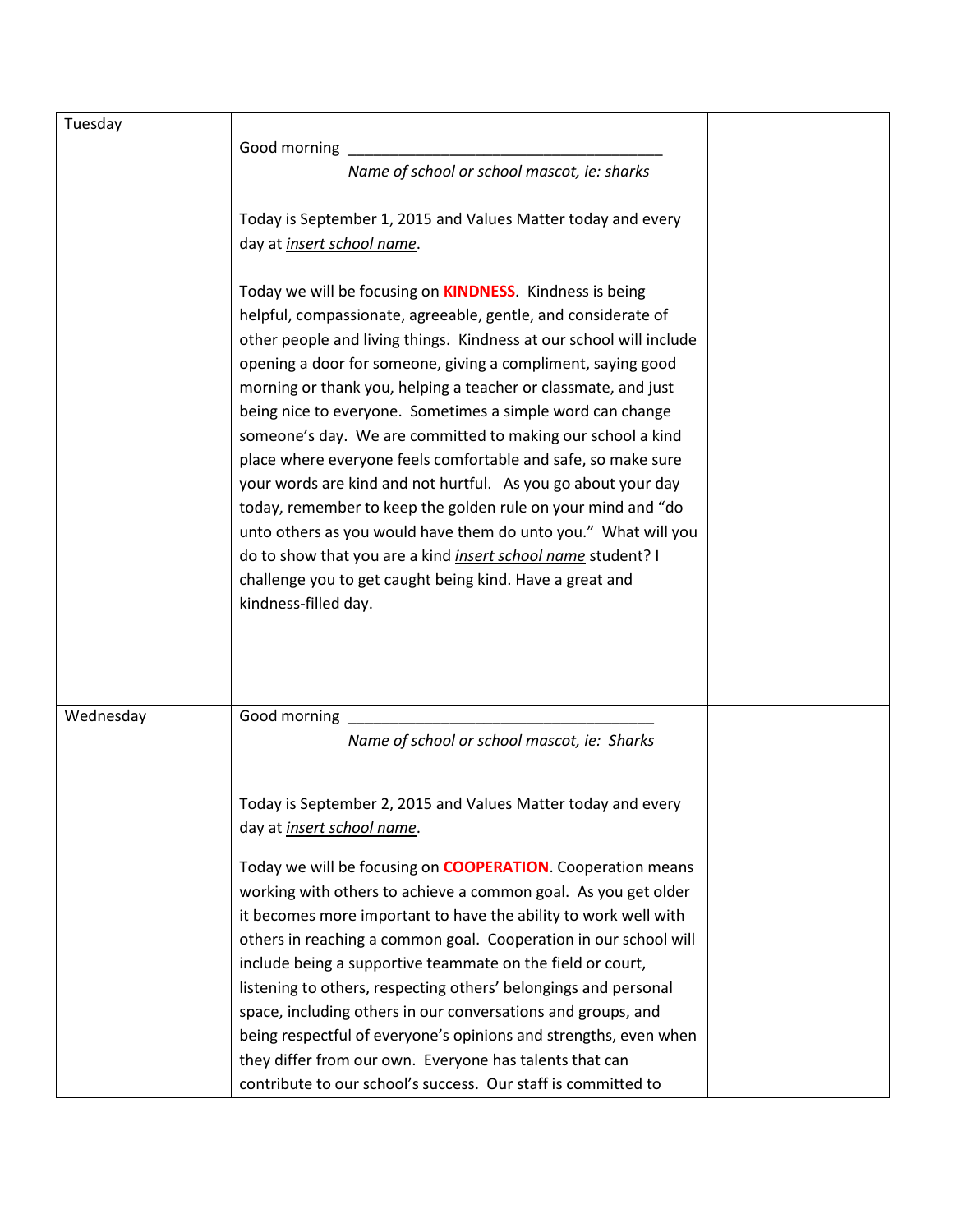| | | |
|---|---|---|
| Tuesday | Good morning _________________________________ *Name of school or school mascot, ie: sharks*<br><br>Today is September 1, 2015 and Values Matter today and every day at *insert school name*.<br><br>Today we will be focusing on **KINDNESS**. Kindness is being helpful, compassionate, agreeable, gentle, and considerate of other people and living things. Kindness at our school will include opening a door for someone, giving a compliment, saying good morning or thank you, helping a teacher or classmate, and just being nice to everyone. Sometimes a simple word can change someone's day. We are committed to making our school a kind place where everyone feels comfortable and safe, so make sure your words are kind and not hurtful. As you go about your day today, remember to keep the golden rule on your mind and "do unto others as you would have them do unto you." What will you do to show that you are a kind *insert school name* student? I challenge you to get caught being kind. Have a great and kindness-filled day. | |
| Wednesday | Good morning _________________________________ *Name of school or school mascot, ie: Sharks*<br><br>Today is September 2, 2015 and Values Matter today and every day at *insert school name*.<br><br>Today we will be focusing on **COOPERATION**. Cooperation means working with others to achieve a common goal. As you get older it becomes more important to have the ability to work well with others in reaching a common goal. Cooperation in our school will include being a supportive teammate on the field or court, listening to others, respecting others' belongings and personal space, including others in our conversations and groups, and being respectful of everyone's opinions and strengths, even when they differ from our own. Everyone has talents that can contribute to our school's success. Our staff is committed to | |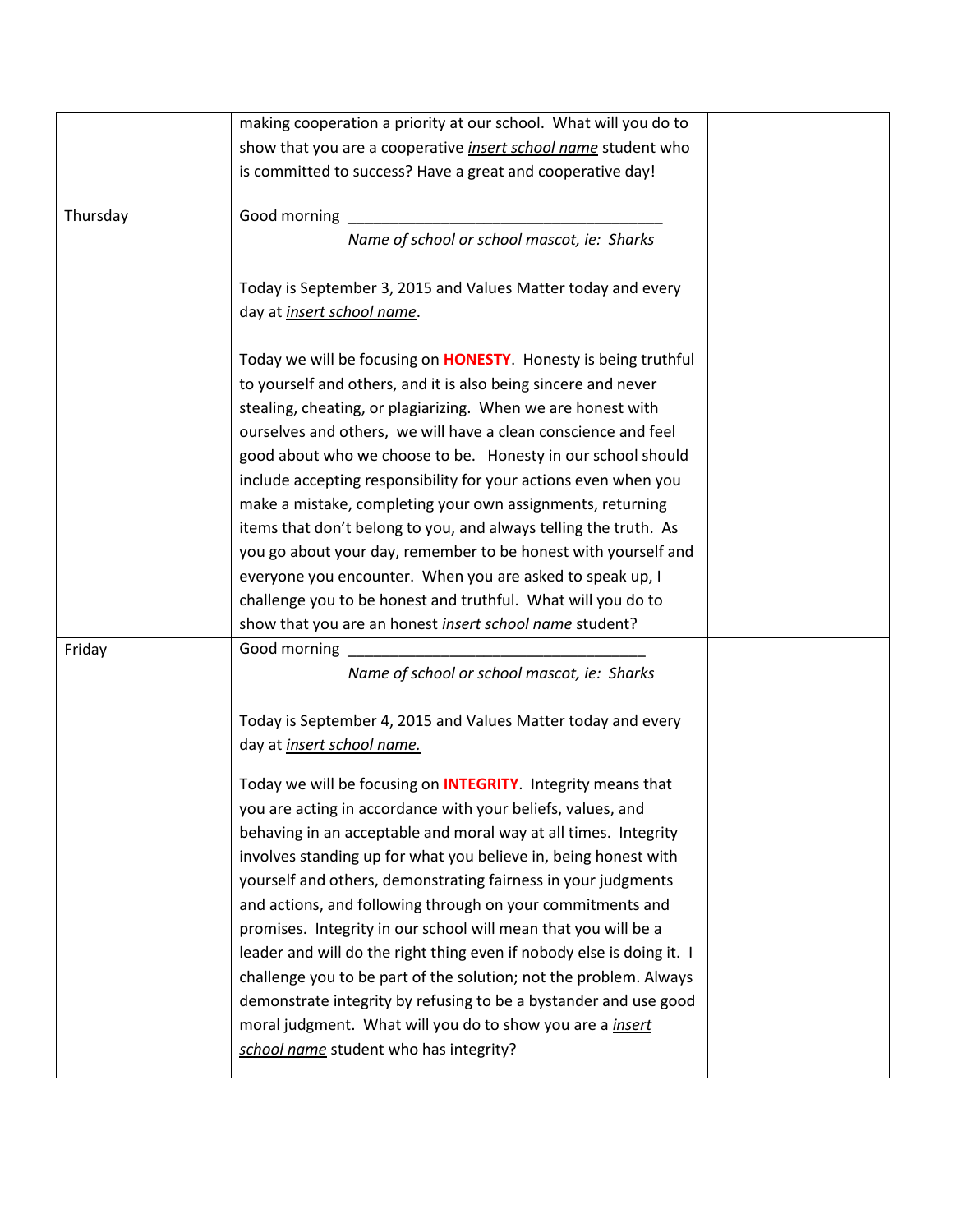| | | |
|---|---|---|
| | making cooperation a priority at our school. What will you do to show that you are a cooperative *insert school name* student who is committed to success? Have a great and cooperative day! | |
| Thursday | Good morning ___________________________________<br>*Name of school or school mascot, ie: Sharks*<br><br>Today is September 3, 2015 and Values Matter today and every day at *insert school name*.<br><br>Today we will be focusing on **HONESTY**. Honesty is being truthful to yourself and others, and it is also being sincere and never stealing, cheating, or plagiarizing. When we are honest with ourselves and others, we will have a clean conscience and feel good about who we choose to be. Honesty in our school should include accepting responsibility for your actions even when you make a mistake, completing your own assignments, returning items that don't belong to you, and always telling the truth. As you go about your day, remember to be honest with yourself and everyone you encounter. When you are asked to speak up, I challenge you to be honest and truthful. What will you do to show that you are an honest *insert school name* student? | |
| Friday | Good morning _________________________________<br>*Name of school or school mascot, ie: Sharks*<br><br>Today is September 4, 2015 and Values Matter today and every day at *insert school name.*<br><br>Today we will be focusing on **INTEGRITY**. Integrity means that you are acting in accordance with your beliefs, values, and behaving in an acceptable and moral way at all times. Integrity involves standing up for what you believe in, being honest with yourself and others, demonstrating fairness in your judgments and actions, and following through on your commitments and promises. Integrity in our school will mean that you will be a leader and will do the right thing even if nobody else is doing it. I challenge you to be part of the solution; not the problem. Always demonstrate integrity by refusing to be a bystander and use good moral judgment. What will you do to show you are a *insert school name* student who has integrity? | |